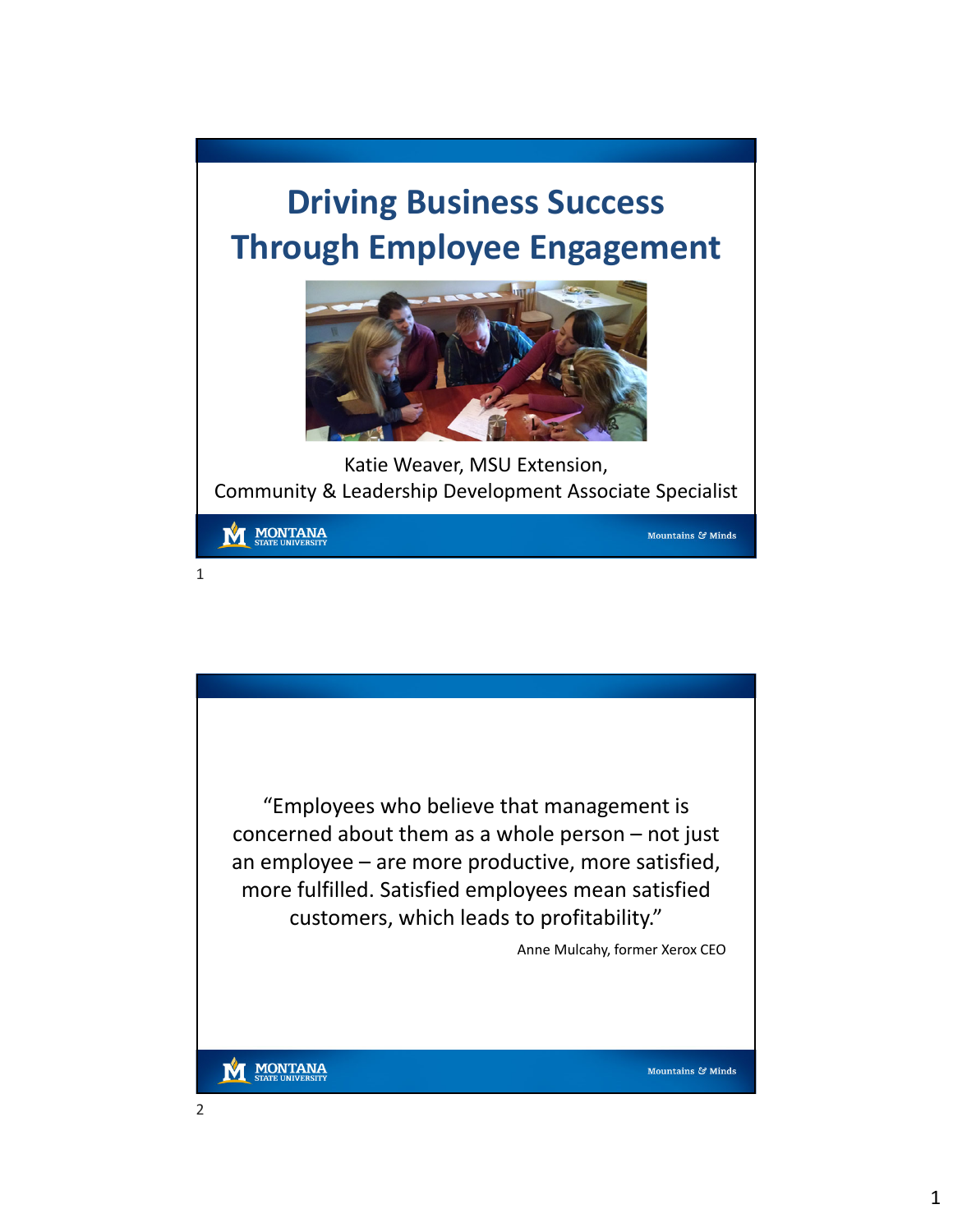# Driving Business Success Through Employee Engagement

Katie Weaver, MSU Extension,
Community & Leadership Development Associate Specialist

MONTANA STATE UNIVERSITY — Mountains & Minds

---

"Employees who believe that management is concerned about them as a whole person – not just an employee – are more productive, more satisfied, more fulfilled. Satisfied employees mean satisfied customers, which leads to profitability."

Anne Mulcahy, former Xerox CEO

MONTANA STATE UNIVERSITY — Mountains & Minds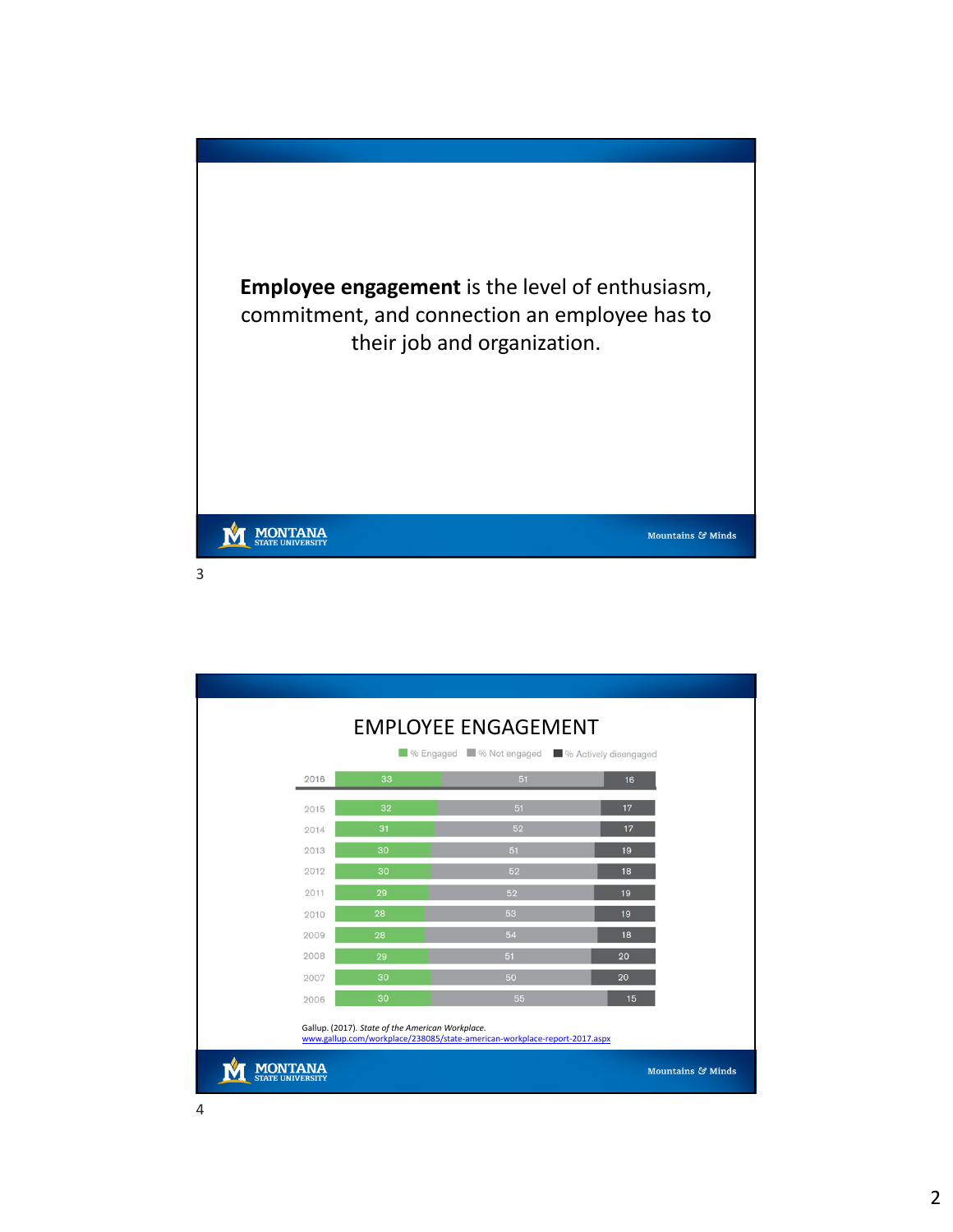**Employee engagement** is the level of enthusiasm, commitment, and connection an employee has to their job and organization.

## EMPLOYEE ENGAGEMENT

| Year | % Engaged | % Not engaged | % Actively disengaged |
|---|---|---|---|
| 2016 | 33 | 51 | 16 |
| 2015 | 32 | 51 | 17 |
| 2014 | 31 | 52 | 17 |
| 2013 | 30 | 51 | 19 |
| 2012 | 30 | 52 | 18 |
| 2011 | 29 | 52 | 19 |
| 2010 | 28 | 53 | 19 |
| 2009 | 28 | 54 | 18 |
| 2008 | 29 | 51 | 20 |
| 2007 | 30 | 50 | 20 |
| 2006 | 30 | 55 | 15 |

Gallup. (2017). *State of the American Workplace.*
www.gallup.com/workplace/238085/state-american-workplace-report-2017.aspx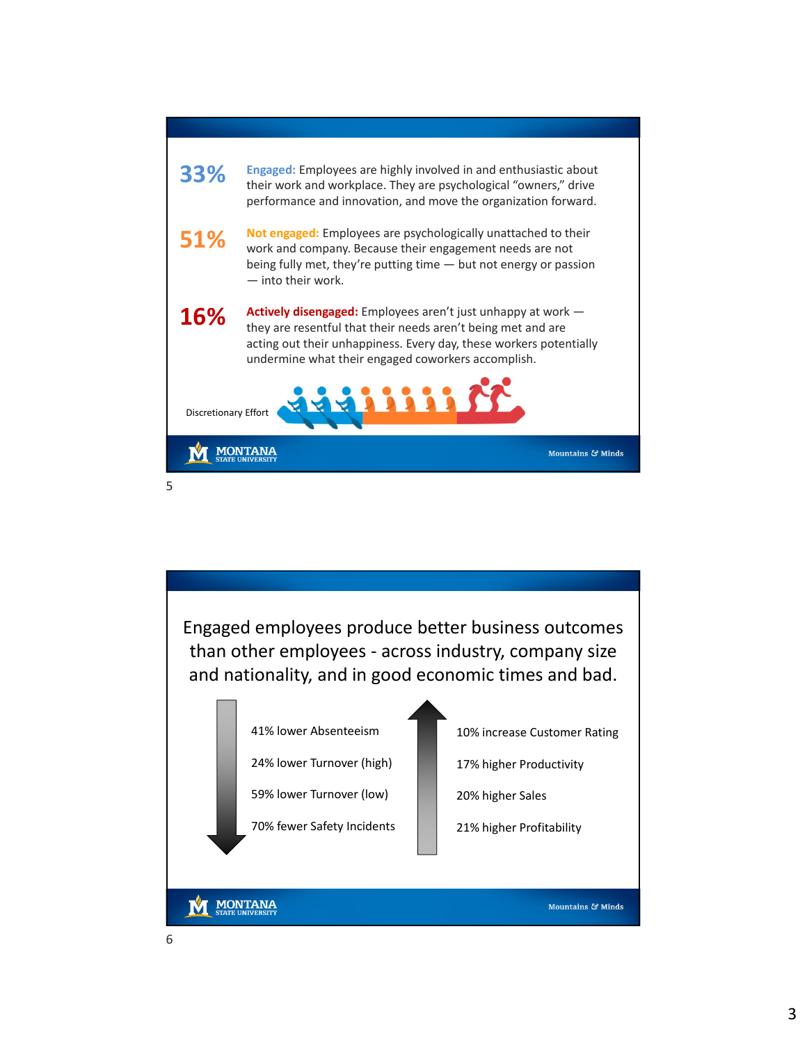**33%** **Engaged:** Employees are highly involved in and enthusiastic about their work and workplace. They are psychological "owners," drive performance and innovation, and move the organization forward.

**51%** **Not engaged:** Employees are psychologically unattached to their work and company. Because their engagement needs are not being fully met, they're putting time — but not energy or passion — into their work.

**16%** **Actively disengaged:** Employees aren't just unhappy at work — they are resentful that their needs aren't being met and are acting out their unhappiness. Every day, these workers potentially undermine what their engaged coworkers accomplish.

Discretionary Effort

---

Engaged employees produce better business outcomes than other employees - across industry, company size and nationality, and in good economic times and bad.

- 41% lower Absenteeism
- 24% lower Turnover (high)
- 59% lower Turnover (low)
- 70% fewer Safety Incidents

- 10% increase Customer Rating
- 17% higher Productivity
- 20% higher Sales
- 21% higher Profitability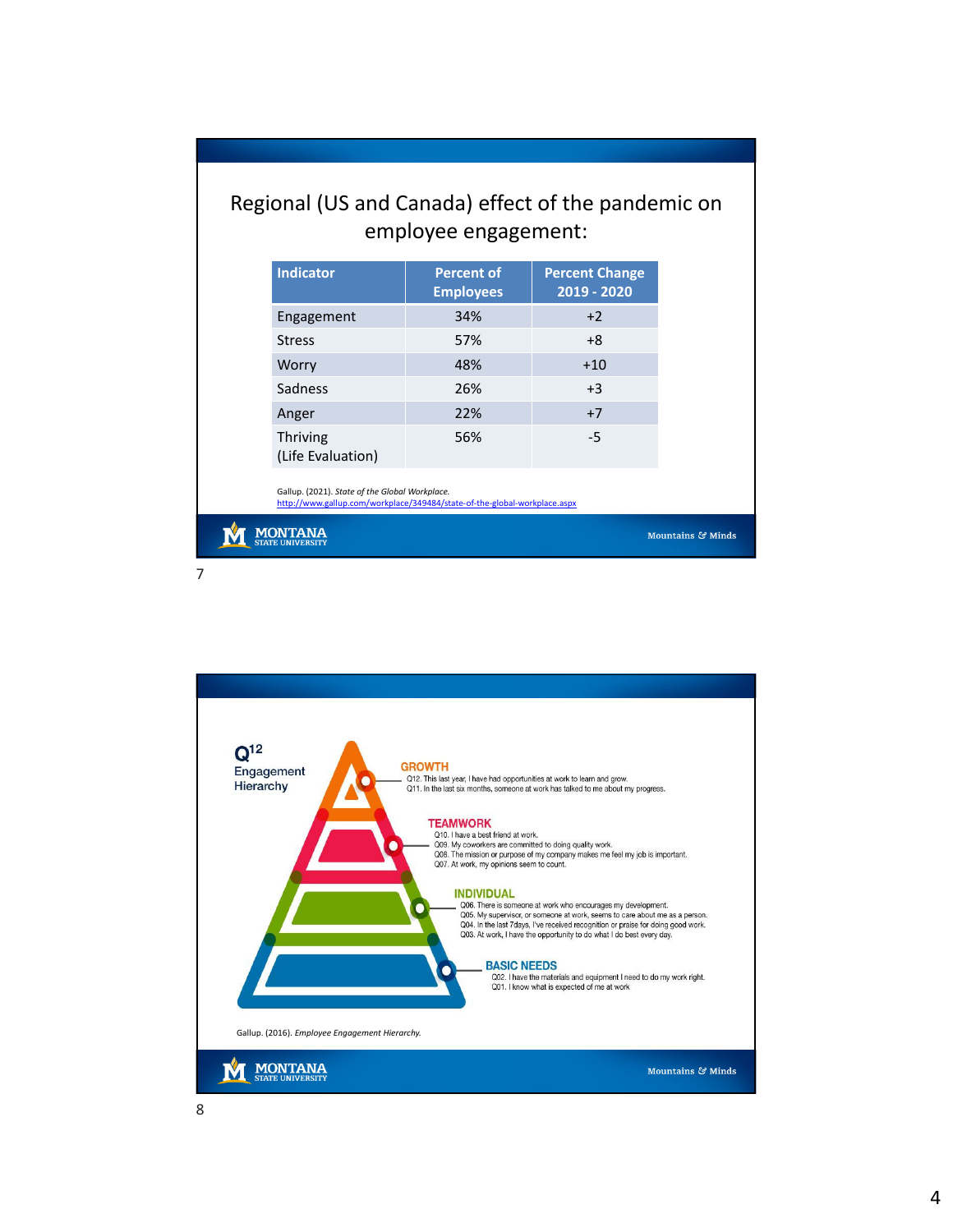## Regional (US and Canada) effect of the pandemic on employee engagement:

| Indicator | Percent of Employees | Percent Change 2019 - 2020 |
|---|---|---|
| Engagement | 34% | +2 |
| Stress | 57% | +8 |
| Worry | 48% | +10 |
| Sadness | 26% | +3 |
| Anger | 22% | +7 |
| Thriving (Life Evaluation) | 56% | -5 |

Gallup. (2021). *State of the Global Workplace.* http://www.gallup.com/workplace/349484/state-of-the-global-workplace.aspx

---

## Q12 Engagement Hierarchy

**GROWTH**
- Q12. This last year, I have had opportunities at work to learn and grow.
- Q11. In the last six months, someone at work has talked to me about my progress.

**TEAMWORK**
- Q10. I have a best friend at work.
- Q09. My coworkers are committed to doing quality work.
- Q08. The mission or purpose of my company makes me feel my job is important.
- Q07. At work, my opinions seem to count.

**INDIVIDUAL**
- Q06. There is someone at work who encourages my development.
- Q05. My supervisor, or someone at work, seems to care about me as a person.
- Q04. In the last 7days, I've received recognition or praise for doing good work.
- Q03. At work, I have the opportunity to do what I do best every day.

**BASIC NEEDS**
- Q02. I have the materials and equipment I need to do my work right.
- Q01. I know what is expected of me at work

Gallup. (2016). *Employee Engagement Hierarchy.*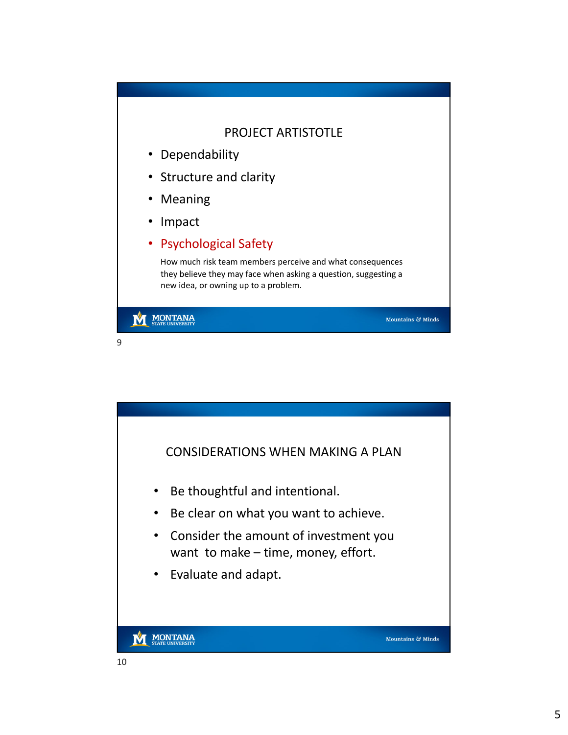## PROJECT ARTISTOTLE

- Dependability
- Structure and clarity
- Meaning
- Impact
- Psychological Safety

  How much risk team members perceive and what consequences they believe they may face when asking a question, suggesting a new idea, or owning up to a problem.

## CONSIDERATIONS WHEN MAKING A PLAN

- Be thoughtful and intentional.
- Be clear on what you want to achieve.
- Consider the amount of investment you want to make – time, money, effort.
- Evaluate and adapt.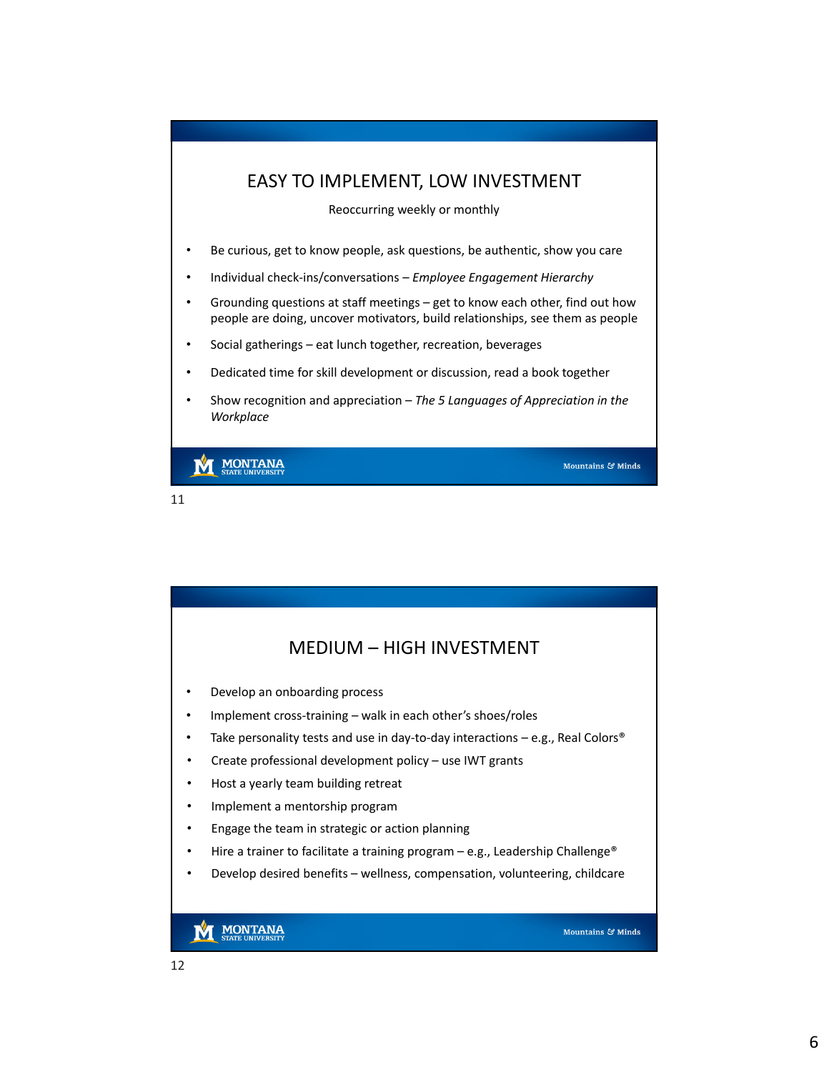## EASY TO IMPLEMENT, LOW INVESTMENT

Reoccurring weekly or monthly

- Be curious, get to know people, ask questions, be authentic, show you care
- Individual check-ins/conversations – *Employee Engagement Hierarchy*
- Grounding questions at staff meetings – get to know each other, find out how people are doing, uncover motivators, build relationships, see them as people
- Social gatherings – eat lunch together, recreation, beverages
- Dedicated time for skill development or discussion, read a book together
- Show recognition and appreciation – *The 5 Languages of Appreciation in the Workplace*

## MEDIUM – HIGH INVESTMENT

- Develop an onboarding process
- Implement cross-training – walk in each other's shoes/roles
- Take personality tests and use in day-to-day interactions – e.g., Real Colors®
- Create professional development policy – use IWT grants
- Host a yearly team building retreat
- Implement a mentorship program
- Engage the team in strategic or action planning
- Hire a trainer to facilitate a training program – e.g., Leadership Challenge®
- Develop desired benefits – wellness, compensation, volunteering, childcare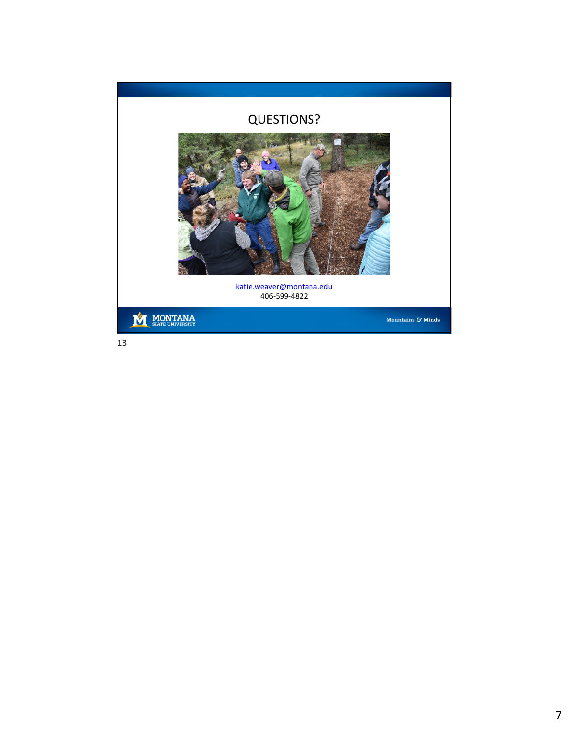## QUESTIONS?

katie.weaver@montana.edu
406-599-4822

MONTANA STATE UNIVERSITY

Mountains & Minds

13